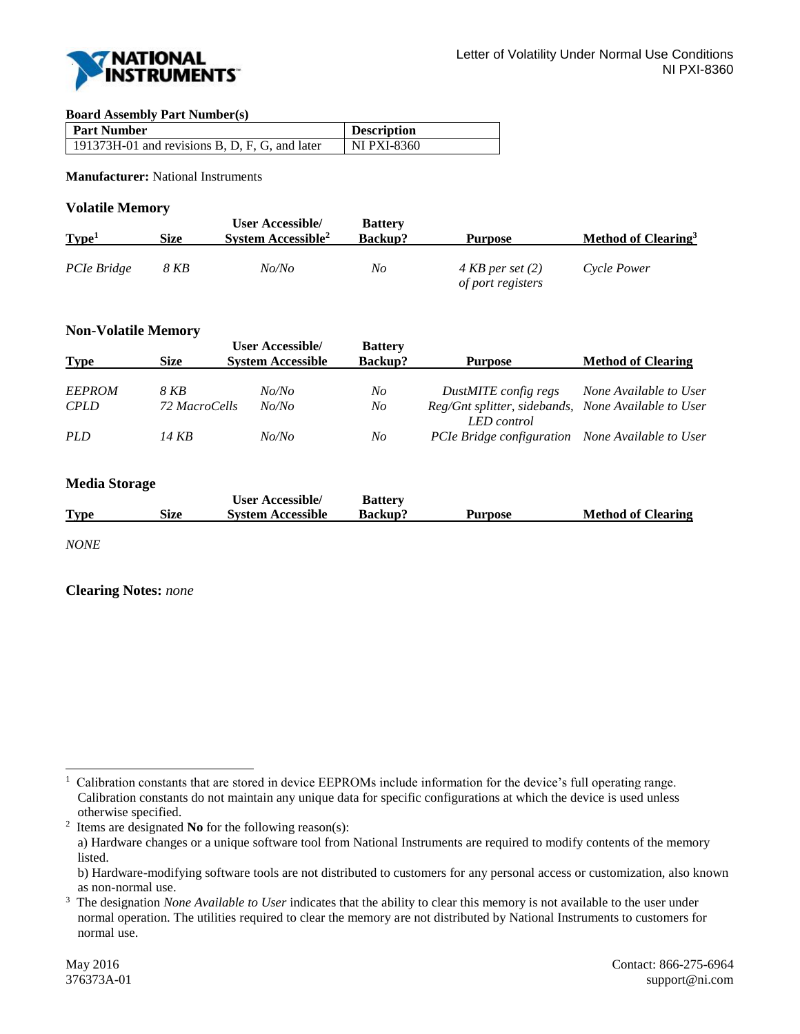Letter of Volatility Under Normal Use Conditions
NI PXI-8360

**Board Assembly Part Number(s)**

| Part Number | Description |
|---|---|
| 191373H-01 and revisions B, D, F, G, and later | NI PXI-8360 |

**Manufacturer:** National Instruments

## Volatile Memory

| Type[1] | Size | User Accessible/ System Accessible[2] | Battery Backup? | Purpose | Method of Clearing[3] |
|---|---|---|---|---|---|
| *PCIe Bridge* | *8 KB* | *No/No* | *No* | *4 KB per set (2) of port registers* | *Cycle Power* |

## Non-Volatile Memory

| Type | Size | User Accessible/ System Accessible | Battery Backup? | Purpose | Method of Clearing |
|---|---|---|---|---|---|
| *EEPROM* | *8 KB* | *No/No* | *No* | *DustMITE config regs* | *None Available to User* |
| *CPLD* | *72 MacroCells* | *No/No* | *No* | *Reg/Gnt splitter, sidebands, LED control* | *None Available to User* |
| *PLD* | *14 KB* | *No/No* | *No* | *PCIe Bridge configuration* | *None Available to User* |

## Media Storage

| Type | Size | User Accessible/ System Accessible | Battery Backup? | Purpose | Method of Clearing |
|---|---|---|---|---|---|
| *NONE* | | | | | |

**Clearing Notes:** *none*

---

[1] Calibration constants that are stored in device EEPROMs include information for the device's full operating range. Calibration constants do not maintain any unique data for specific configurations at which the device is used unless otherwise specified.

[2] Items are designated **No** for the following reason(s):
a) Hardware changes or a unique software tool from National Instruments are required to modify contents of the memory listed.
b) Hardware-modifying software tools are not distributed to customers for any personal access or customization, also known as non-normal use.

[3] The designation *None Available to User* indicates that the ability to clear this memory is not available to the user under normal operation. The utilities required to clear the memory are not distributed by National Instruments to customers for normal use.

May 2016
376373A-01

Contact: 866-275-6964
support@ni.com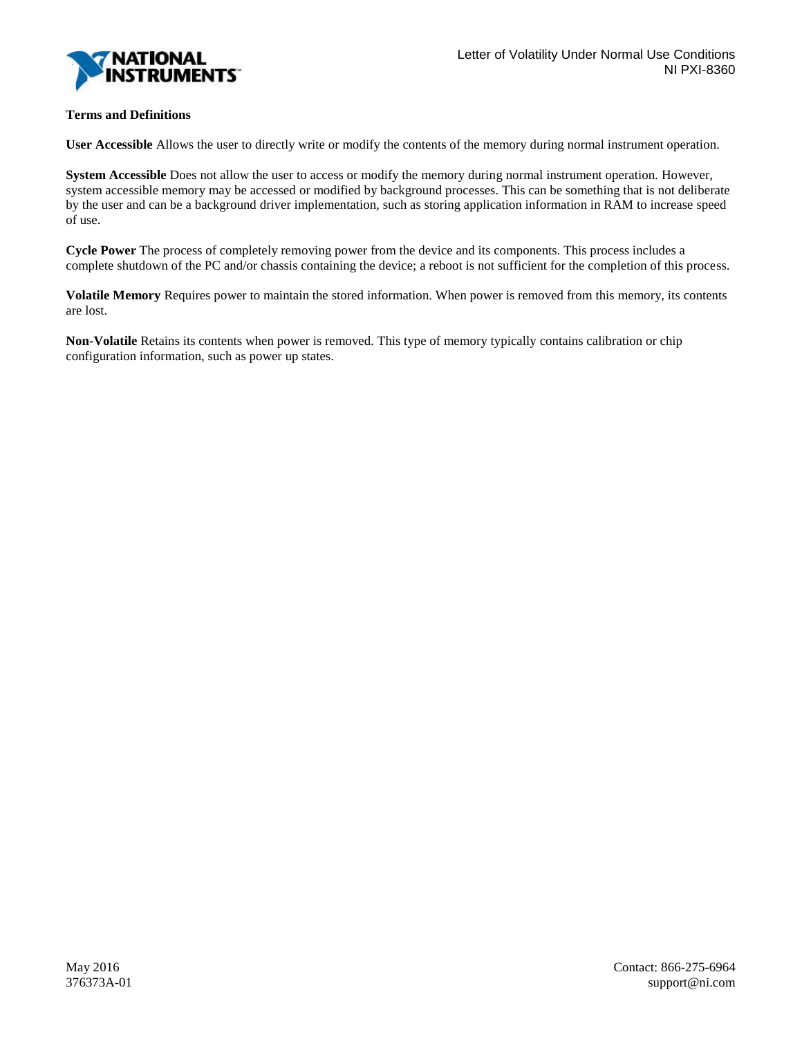**Terms and Definitions**

**User Accessible** Allows the user to directly write or modify the contents of the memory during normal instrument operation.

**System Accessible** Does not allow the user to access or modify the memory during normal instrument operation. However, system accessible memory may be accessed or modified by background processes. This can be something that is not deliberate by the user and can be a background driver implementation, such as storing application information in RAM to increase speed of use.

**Cycle Power** The process of completely removing power from the device and its components. This process includes a complete shutdown of the PC and/or chassis containing the device; a reboot is not sufficient for the completion of this process.

**Volatile Memory** Requires power to maintain the stored information. When power is removed from this memory, its contents are lost.

**Non-Volatile** Retains its contents when power is removed. This type of memory typically contains calibration or chip configuration information, such as power up states.